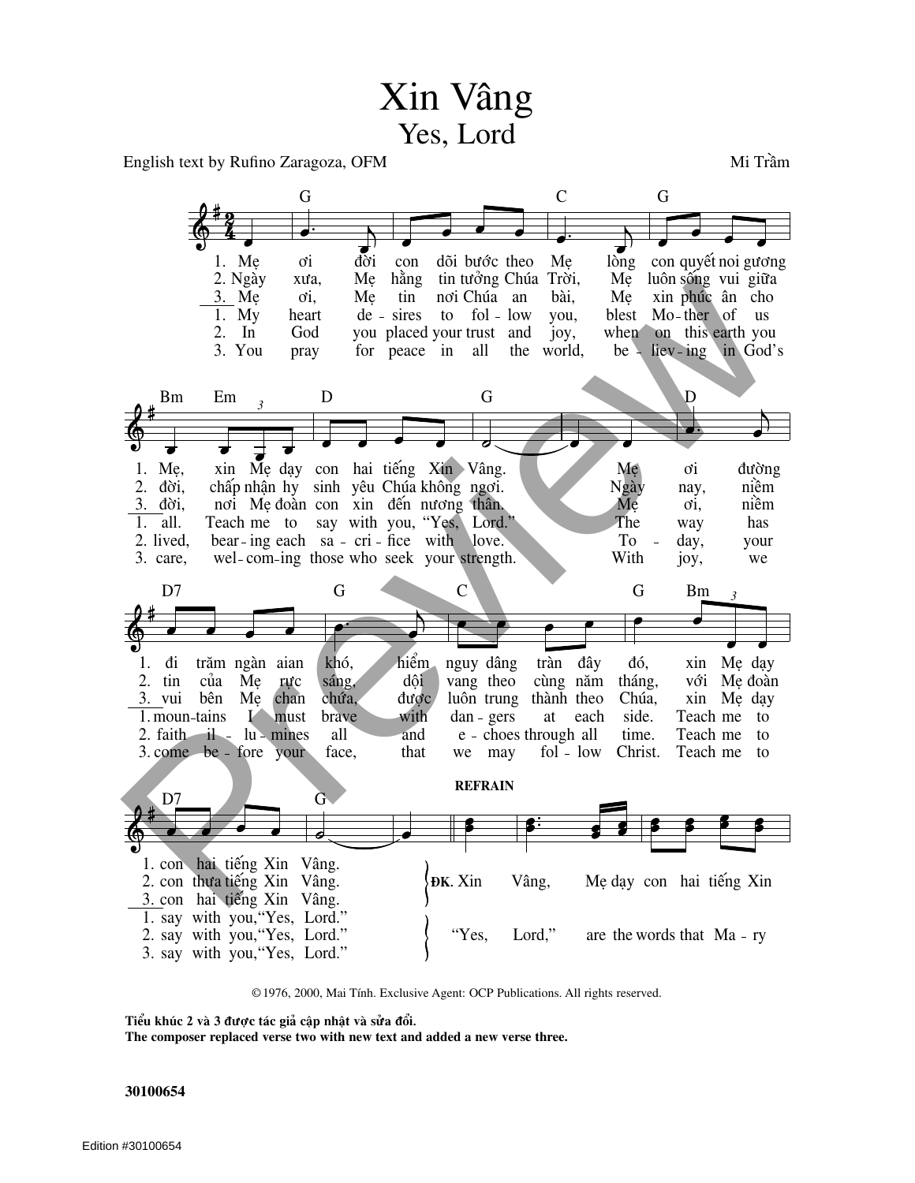# Xin Vâng

## Yes, Lord

English text by Rufino Zaragoza, OFM

Mi Trầm

1. Mẹ ơi đời con dõi bước theo Mẹ lòng con quyết noi gương Mẹ, xin Mẹ dạy con hai tiếng Xin Vâng. Mẹ ơi đường đi trăm ngàn gian khó, hiểm nguy dâng tràn đây đó, xin Mẹ dạy con hai tiếng Xin Vâng.

2. Ngày xưa, Mẹ hằng tin tưởng Chúa Trời, Mẹ luôn sống vui giữa đời, chấp nhận hy sinh yêu Chúa không ngơi. Ngày nay, niềm tin của Mẹ rực sáng, dội vang theo cùng năm tháng, với Mẹ đoàn con thưa tiếng Xin Vâng.

3. Mẹ ơi, Mẹ tin nơi Chúa an bài, Mẹ xin phúc ân cho đời, nơi Mẹ đoàn con xin đến nương thân. Mẹ ơi, niềm vui bên Mẹ chan chứa, được luôn trung thành theo Chúa, xin Mẹ dạy con hai tiếng Xin Vâng.

1. My heart desires to follow you, blest Mother of us all. Teach me to say with you, "Yes, Lord." The way has mountains I must brave with dangers at each side. Teach me to say with you, "Yes, Lord."

2. In God you placed your trust and joy, when on this earth you lived, bearing each sacrifice with love. Today, your faith illumines all and echoes through all time. Teach me to say with you, "Yes, Lord."

3. You pray for peace in all the world, believing in God's care, welcoming those who seek your strength. With joy, we come before your face, that we may follow Christ. Teach me to say with you, "Yes, Lord."

**REFRAIN**

ĐK. Xin Vâng, Mẹ dạy con hai tiếng Xin

"Yes, Lord," are the words that Mary

© 1976, 2000, Mai Tính. Exclusive Agent: OCP Publications. All rights reserved.

**Tiểu khúc 2 và 3 được tác giả cập nhật và sửa đổi.**
**The composer replaced verse two with new text and added a new verse three.**

**30100654**

Edition #30100654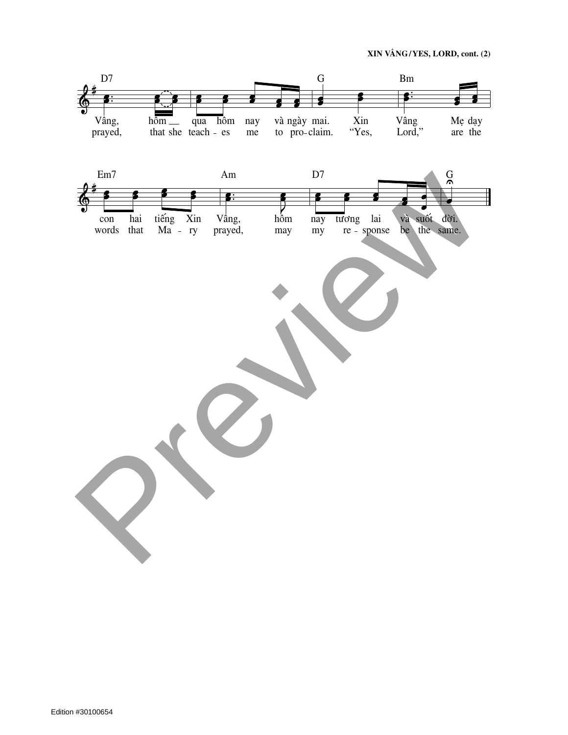D7 G Bm

Vâng, hôm __ qua hôm nay và ngày mai. Xin Vâng Mẹ dạy

prayed, that she teach - es me to pro - claim. "Yes, Lord," are the

Em7 Am D7 G

con hai tiếng Xin Vâng, hôm nay tương lai và suốt đời.

words that Ma - ry prayed, may my re - sponse be the same.

Edition #30100654